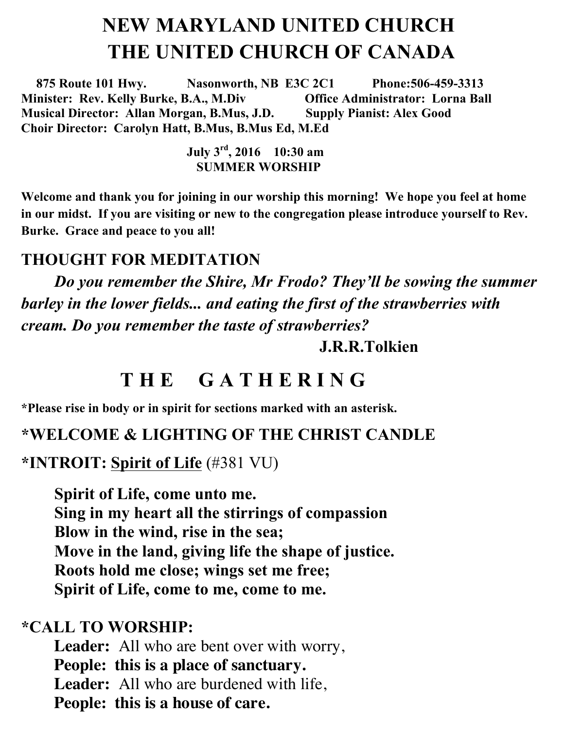# NEW MARYLAND UNITED CHURCH
# THE UNITED CHURCH OF CANADA

**875 Route 101 Hwy. Nasonworth, NB E3C 2C1 Phone:506-459-3313**
**Minister: Rev. Kelly Burke, B.A., M.Div Office Administrator: Lorna Ball**
**Musical Director: Allan Morgan, B.Mus, J.D. Supply Pianist: Alex Good**
**Choir Director: Carolyn Hatt, B.Mus, B.Mus Ed, M.Ed**

**July 3rd, 2016 10:30 am**
**SUMMER WORSHIP**

**Welcome and thank you for joining in our worship this morning! We hope you feel at home in our midst. If you are visiting or new to the congregation please introduce yourself to Rev. Burke. Grace and peace to you all!**

## THOUGHT FOR MEDITATION

***Do you remember the Shire, Mr Frodo? They'll be sowing the summer barley in the lower fields... and eating the first of the strawberries with cream. Do you remember the taste of strawberries?***

**J.R.R.Tolkien**

## T H E G A T H E R I N G

**\*Please rise in body or in spirit for sections marked with an asterisk.**

## *WELCOME & LIGHTING OF THE CHRIST CANDLE

## *INTROIT: Spirit of Life (#381 VU)

**Spirit of Life, come unto me.**
**Sing in my heart all the stirrings of compassion**
**Blow in the wind, rise in the sea;**
**Move in the land, giving life the shape of justice.**
**Roots hold me close; wings set me free;**
**Spirit of Life, come to me, come to me.**

## *CALL TO WORSHIP:

**Leader:** All who are bent over with worry,
**People: this is a place of sanctuary.**
**Leader:** All who are burdened with life,
**People: this is a house of care.**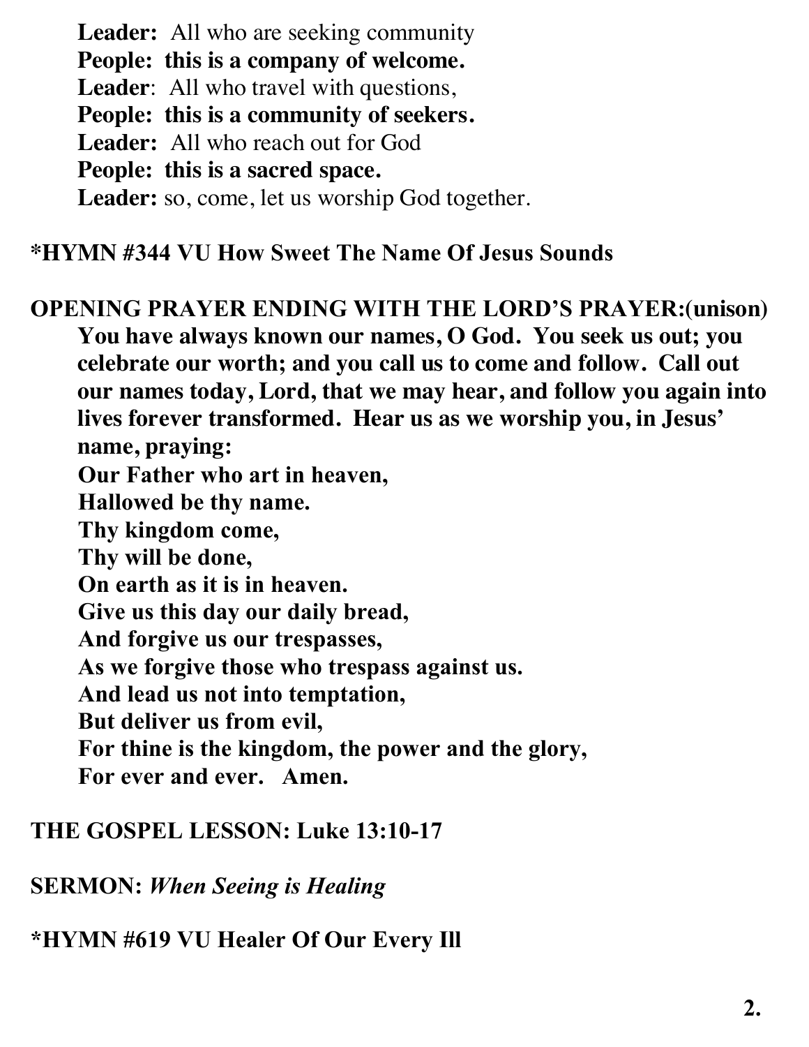**Leader:** All who are seeking community
**People: this is a company of welcome.**
**Leader**: All who travel with questions,
**People: this is a community of seekers.**
**Leader:** All who reach out for God
**People: this is a sacred space.**
**Leader:** so, come, let us worship God together.

**\*HYMN #344 VU How Sweet The Name Of Jesus Sounds**

**OPENING PRAYER ENDING WITH THE LORD'S PRAYER:(unison)**

**You have always known our names, O God. You seek us out; you celebrate our worth; and you call us to come and follow. Call out our names today, Lord, that we may hear, and follow you again into lives forever transformed. Hear us as we worship you, in Jesus' name, praying:**

**Our Father who art in heaven,**
**Hallowed be thy name.**
**Thy kingdom come,**
**Thy will be done,**
**On earth as it is in heaven.**
**Give us this day our daily bread,**
**And forgive us our trespasses,**
**As we forgive those who trespass against us.**
**And lead us not into temptation,**
**But deliver us from evil,**
**For thine is the kingdom, the power and the glory,**
**For ever and ever. Amen.**

**THE GOSPEL LESSON: Luke 13:10-17**

**SERMON:** ***When Seeing is Healing***

**\*HYMN #619 VU Healer Of Our Every Ill**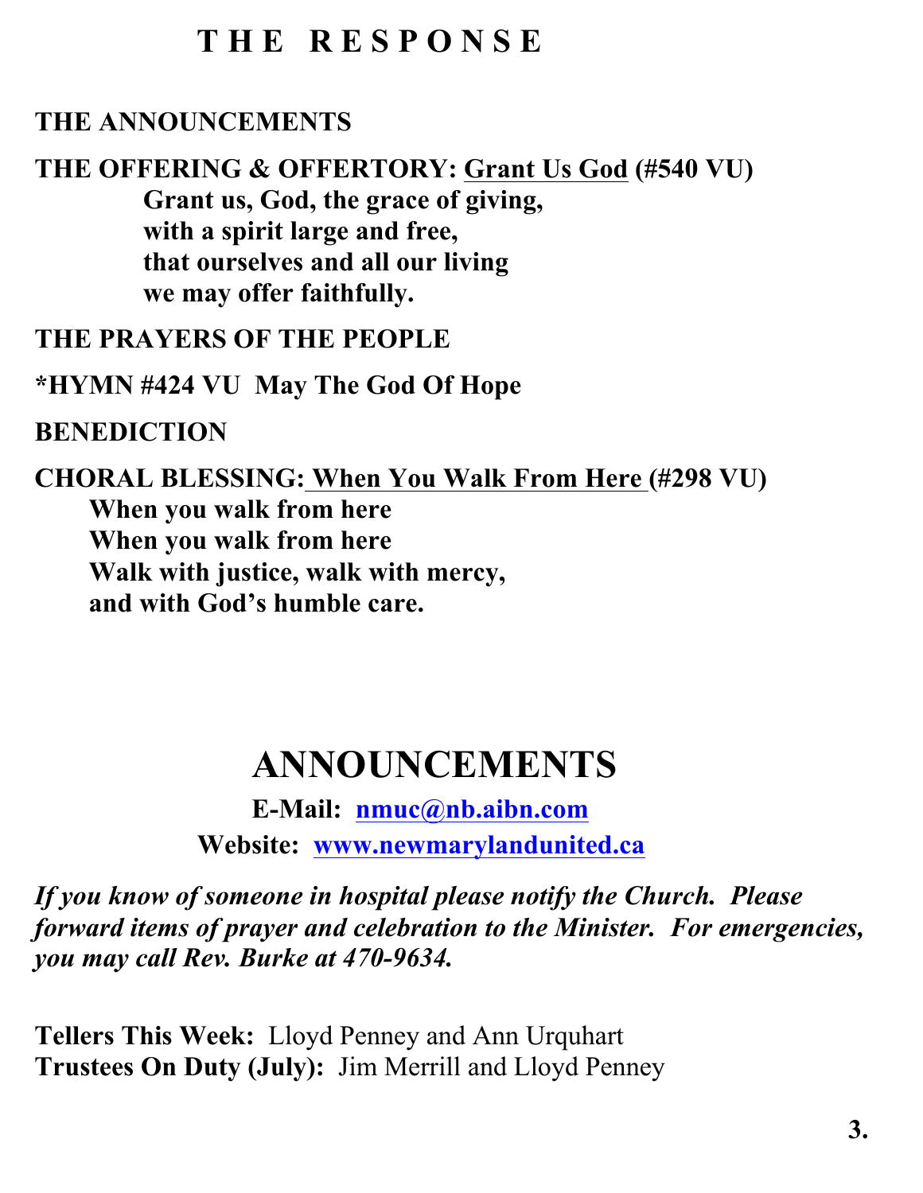# THE RESPONSE

**THE ANNOUNCEMENTS**

**THE OFFERING & OFFERTORY: Grant Us God (#540 VU)**

**Grant us, God, the grace of giving,**
**with a spirit large and free,**
**that ourselves and all our living**
**we may offer faithfully.**

**THE PRAYERS OF THE PEOPLE**

***HYMN #424 VU May The God Of Hope**

**BENEDICTION**

**CHORAL BLESSING: When You Walk From Here (#298 VU)**

**When you walk from here**
**When you walk from here**
**Walk with justice, walk with mercy,**
**and with God's humble care.**

# ANNOUNCEMENTS

**E-Mail: nmuc@nb.aibn.com**

**Website: www.newmarylandunited.ca**

***If you know of someone in hospital please notify the Church. Please forward items of prayer and celebration to the Minister. For emergencies, you may call Rev. Burke at 470-9634.***

**Tellers This Week:** Lloyd Penney and Ann Urquhart
**Trustees On Duty (July):** Jim Merrill and Lloyd Penney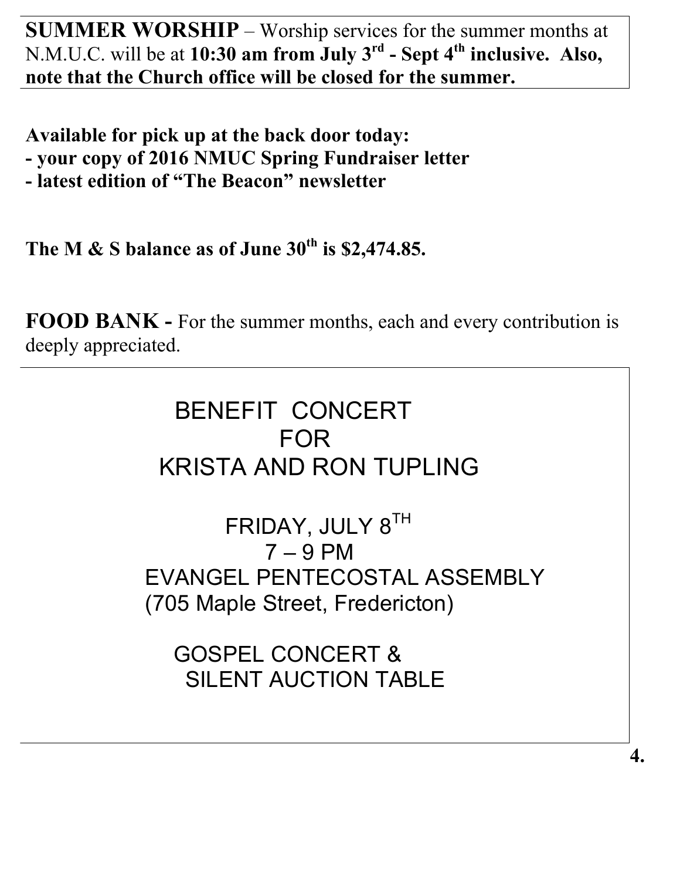**SUMMER WORSHIP** – Worship services for the summer months at N.M.U.C. will be at **10:30 am from July 3rd - Sept 4th inclusive. Also, note that the Church office will be closed for the summer.**

**Available for pick up at the back door today:**
**- your copy of 2016 NMUC Spring Fundraiser letter**
**- latest edition of "The Beacon" newsletter**

**The M & S balance as of June 30th is $2,474.85.**

**FOOD BANK -** For the summer months, each and every contribution is deeply appreciated.

BENEFIT CONCERT
FOR
KRISTA AND RON TUPLING

FRIDAY, JULY 8TH
7 – 9 PM
EVANGEL PENTECOSTAL ASSEMBLY
(705 Maple Street, Fredericton)

GOSPEL CONCERT &
SILENT AUCTION TABLE